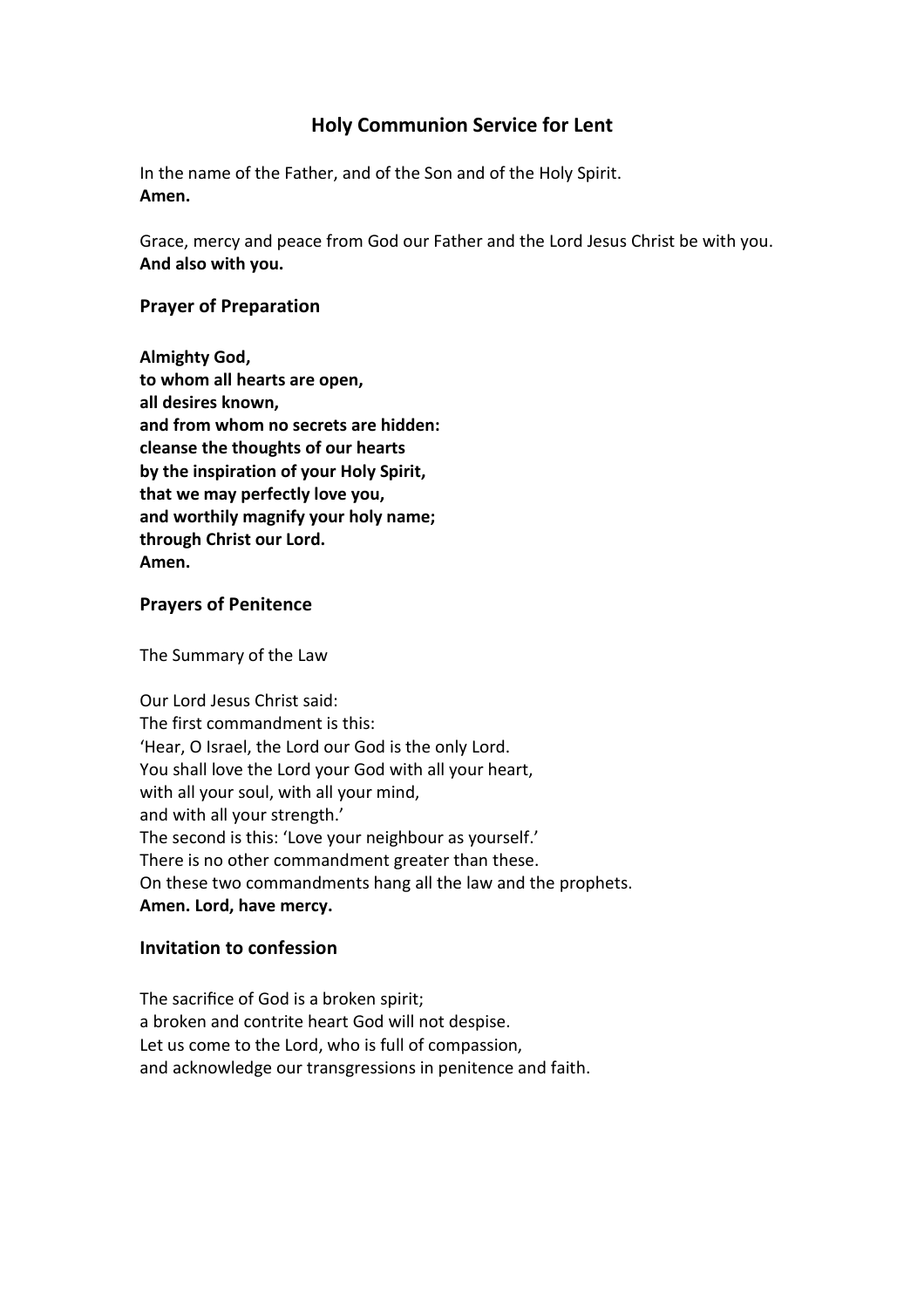# Holy Communion Service for Lent

In the name of the Father, and of the Son and of the Holy Spirit.
**Amen.**

Grace, mercy and peace from God our Father and the Lord Jesus Christ be with you.
**And also with you.**

## Prayer of Preparation

**Almighty God,**
**to whom all hearts are open,**
**all desires known,**
**and from whom no secrets are hidden:**
**cleanse the thoughts of our hearts**
**by the inspiration of your Holy Spirit,**
**that we may perfectly love you,**
**and worthily magnify your holy name;**
**through Christ our Lord.**
**Amen.**

## Prayers of Penitence

The Summary of the Law

Our Lord Jesus Christ said:
The first commandment is this:
'Hear, O Israel, the Lord our God is the only Lord.
You shall love the Lord your God with all your heart,
with all your soul, with all your mind,
and with all your strength.'
The second is this: 'Love your neighbour as yourself.'
There is no other commandment greater than these.
On these two commandments hang all the law and the prophets.
**Amen. Lord, have mercy.**

## Invitation to confession

The sacrifice of God is a broken spirit;
a broken and contrite heart God will not despise.
Let us come to the Lord, who is full of compassion,
and acknowledge our transgressions in penitence and faith.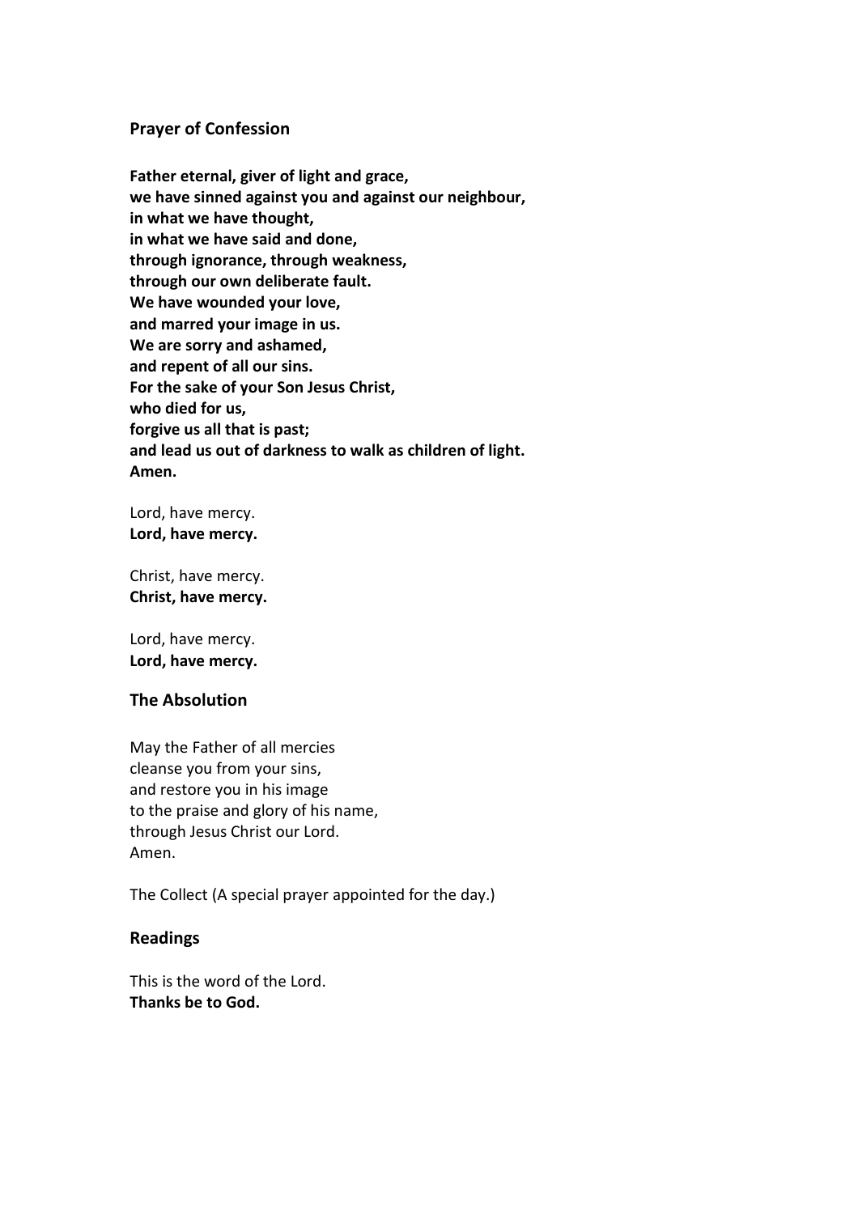## Prayer of Confession

**Father eternal, giver of light and grace,**
**we have sinned against you and against our neighbour,**
**in what we have thought,**
**in what we have said and done,**
**through ignorance, through weakness,**
**through our own deliberate fault.**
**We have wounded your love,**
**and marred your image in us.**
**We are sorry and ashamed,**
**and repent of all our sins.**
**For the sake of your Son Jesus Christ,**
**who died for us,**
**forgive us all that is past;**
**and lead us out of darkness to walk as children of light.**
**Amen.**

Lord, have mercy.
**Lord, have mercy.**

Christ, have mercy.
**Christ, have mercy.**

Lord, have mercy.
**Lord, have mercy.**

## The Absolution

May the Father of all mercies
cleanse you from your sins,
and restore you in his image
to the praise and glory of his name,
through Jesus Christ our Lord.
Amen.

The Collect (A special prayer appointed for the day.)

## Readings

This is the word of the Lord.
**Thanks be to God.**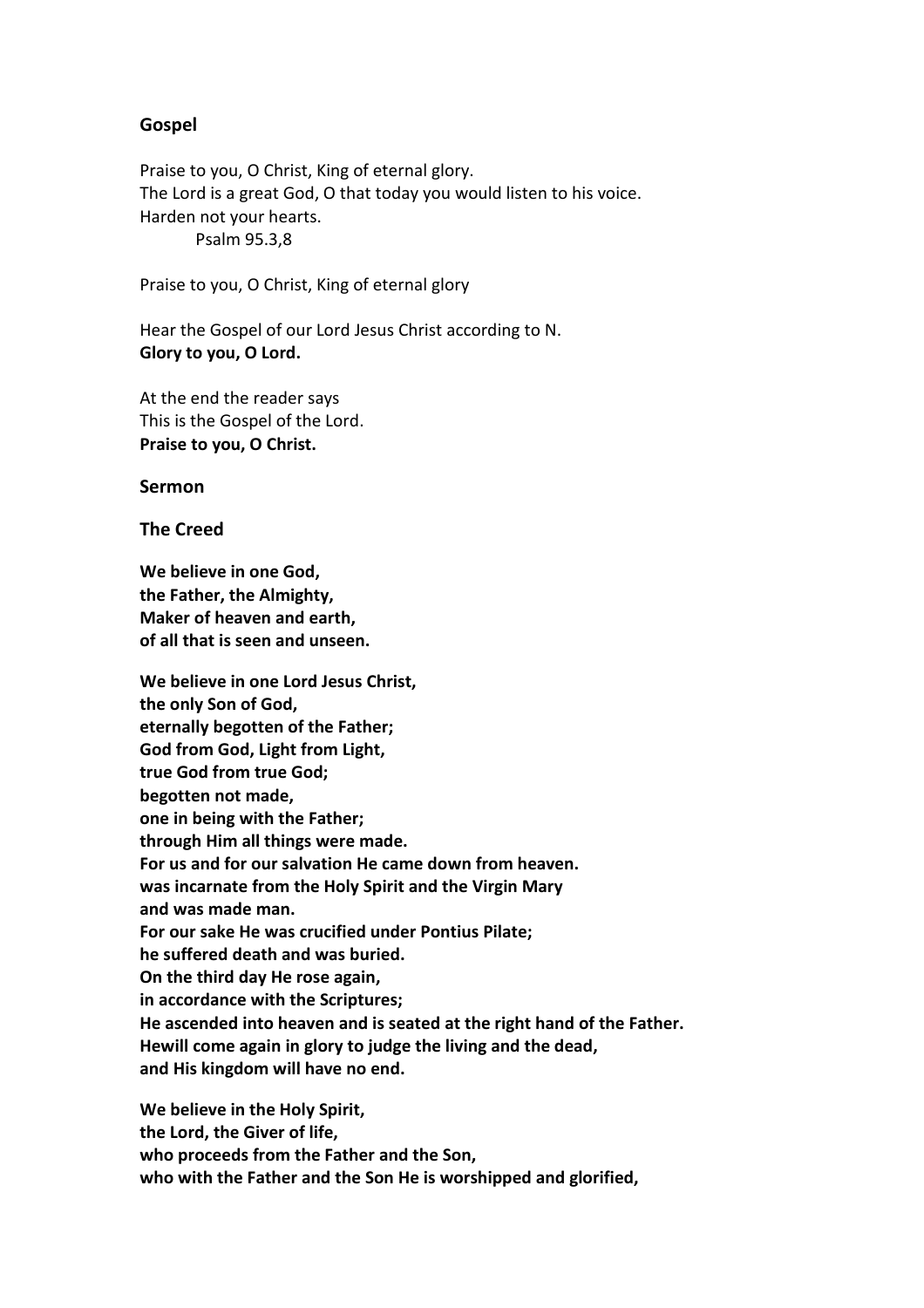## Gospel

Praise to you, O Christ, King of eternal glory.
The Lord is a great God, O that today you would listen to his voice.
Harden not your hearts.
Psalm 95.3,8

Praise to you, O Christ, King of eternal glory

Hear the Gospel of our Lord Jesus Christ according to N.
**Glory to you, O Lord.**

At the end the reader says
This is the Gospel of the Lord.
**Praise to you, O Christ.**

## Sermon

## The Creed

**We believe in one God,**
**the Father, the Almighty,**
**Maker of heaven and earth,**
**of all that is seen and unseen.**

**We believe in one Lord Jesus Christ,**
**the only Son of God,**
**eternally begotten of the Father;**
**God from God, Light from Light,**
**true God from true God;**
**begotten not made,**
**one in being with the Father;**
**through Him all things were made.**
**For us and for our salvation He came down from heaven.**
**was incarnate from the Holy Spirit and the Virgin Mary**
**and was made man.**
**For our sake He was crucified under Pontius Pilate;**
**he suffered death and was buried.**
**On the third day He rose again,**
**in accordance with the Scriptures;**
**He ascended into heaven and is seated at the right hand of the Father.**
**Hewill come again in glory to judge the living and the dead,**
**and His kingdom will have no end.**

**We believe in the Holy Spirit,**
**the Lord, the Giver of life,**
**who proceeds from the Father and the Son,**
**who with the Father and the Son He is worshipped and glorified,**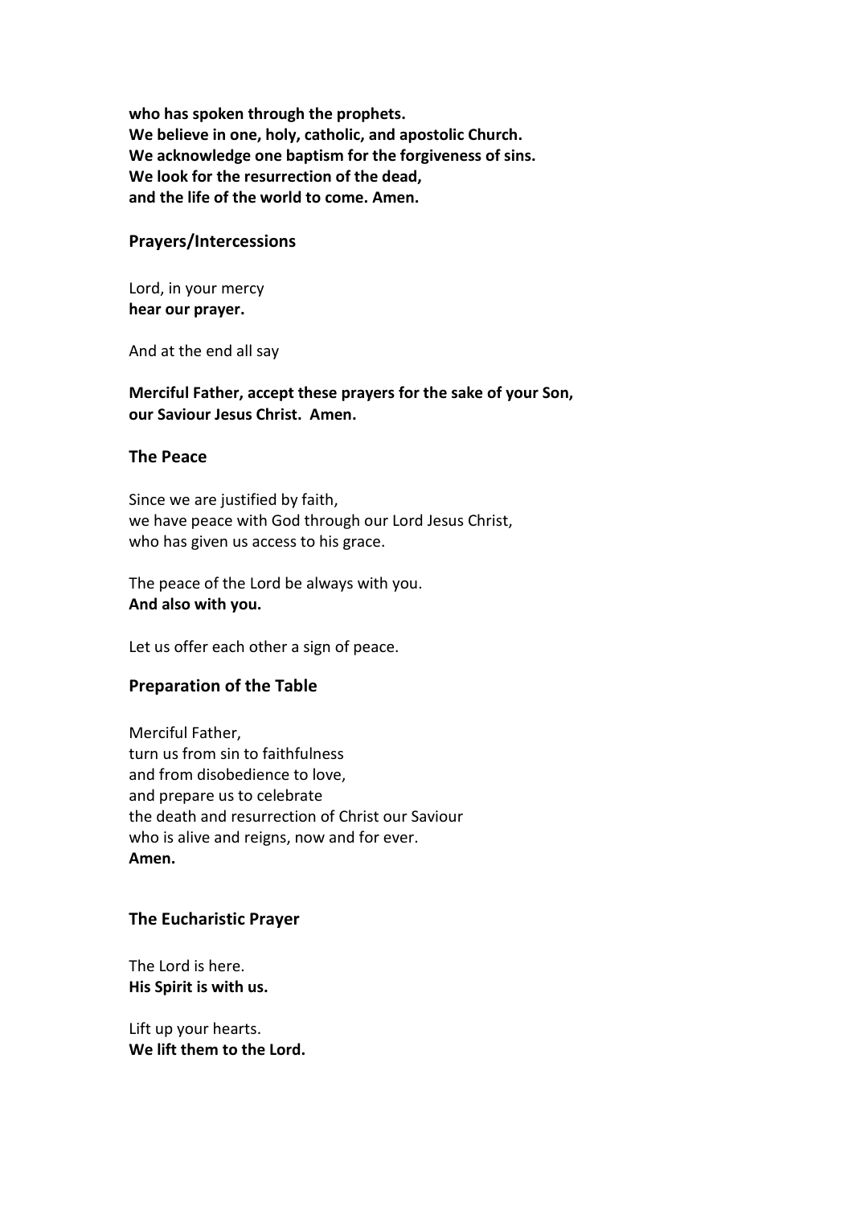**who has spoken through the prophets.**
**We believe in one, holy, catholic, and apostolic Church.**
**We acknowledge one baptism for the forgiveness of sins.**
**We look for the resurrection of the dead,**
**and the life of the world to come. Amen.**

## Prayers/Intercessions

Lord, in your mercy
**hear our prayer.**

And at the end all say

**Merciful Father, accept these prayers for the sake of your Son,**
**our Saviour Jesus Christ. Amen.**

## The Peace

Since we are justified by faith,
we have peace with God through our Lord Jesus Christ,
who has given us access to his grace.

The peace of the Lord be always with you.
**And also with you.**

Let us offer each other a sign of peace.

## Preparation of the Table

Merciful Father,
turn us from sin to faithfulness
and from disobedience to love,
and prepare us to celebrate
the death and resurrection of Christ our Saviour
who is alive and reigns, now and for ever.
**Amen.**

## The Eucharistic Prayer

The Lord is here.
**His Spirit is with us.**

Lift up your hearts.
**We lift them to the Lord.**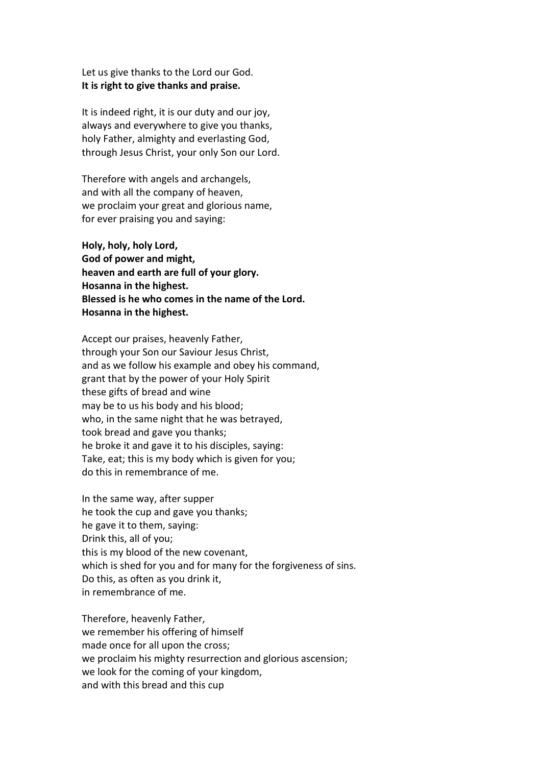Let us give thanks to the Lord our God.
**It is right to give thanks and praise.**

It is indeed right, it is our duty and our joy,
always and everywhere to give you thanks,
holy Father, almighty and everlasting God,
through Jesus Christ, your only Son our Lord.

Therefore with angels and archangels,
and with all the company of heaven,
we proclaim your great and glorious name,
for ever praising you and saying:

**Holy, holy, holy Lord,
God of power and might,
heaven and earth are full of your glory.
Hosanna in the highest.
Blessed is he who comes in the name of the Lord.
Hosanna in the highest.**

Accept our praises, heavenly Father,
through your Son our Saviour Jesus Christ,
and as we follow his example and obey his command,
grant that by the power of your Holy Spirit
these gifts of bread and wine
may be to us his body and his blood;
who, in the same night that he was betrayed,
took bread and gave you thanks;
he broke it and gave it to his disciples, saying:
Take, eat; this is my body which is given for you;
do this in remembrance of me.

In the same way, after supper
he took the cup and gave you thanks;
he gave it to them, saying:
Drink this, all of you;
this is my blood of the new covenant,
which is shed for you and for many for the forgiveness of sins.
Do this, as often as you drink it,
in remembrance of me.

Therefore, heavenly Father,
we remember his offering of himself
made once for all upon the cross;
we proclaim his mighty resurrection and glorious ascension;
we look for the coming of your kingdom,
and with this bread and this cup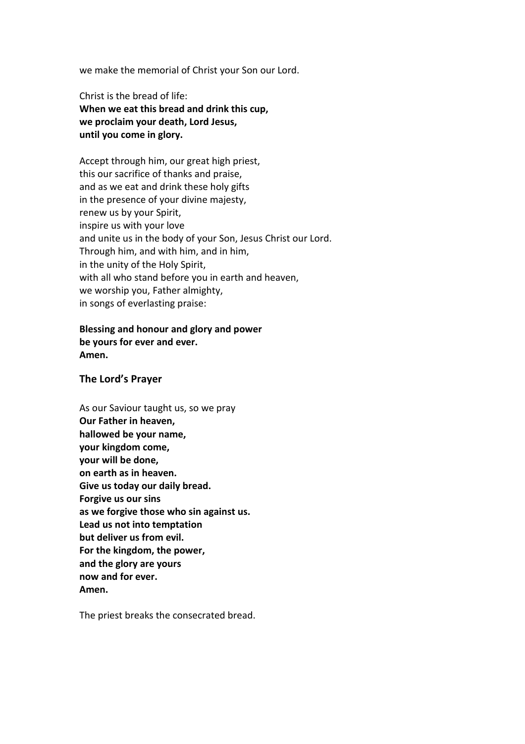we make the memorial of Christ your Son our Lord.

Christ is the bread of life:
**When we eat this bread and drink this cup,**
**we proclaim your death, Lord Jesus,**
**until you come in glory.**

Accept through him, our great high priest,
this our sacrifice of thanks and praise,
and as we eat and drink these holy gifts
in the presence of your divine majesty,
renew us by your Spirit,
inspire us with your love
and unite us in the body of your Son, Jesus Christ our Lord.
Through him, and with him, and in him,
in the unity of the Holy Spirit,
with all who stand before you in earth and heaven,
we worship you, Father almighty,
in songs of everlasting praise:

**Blessing and honour and glory and power**
**be yours for ever and ever.**
**Amen.**

### The Lord's Prayer

As our Saviour taught us, so we pray
**Our Father in heaven,**
**hallowed be your name,**
**your kingdom come,**
**your will be done,**
**on earth as in heaven.**
**Give us today our daily bread.**
**Forgive us our sins**
**as we forgive those who sin against us.**
**Lead us not into temptation**
**but deliver us from evil.**
**For the kingdom, the power,**
**and the glory are yours**
**now and for ever.**
**Amen.**

The priest breaks the consecrated bread.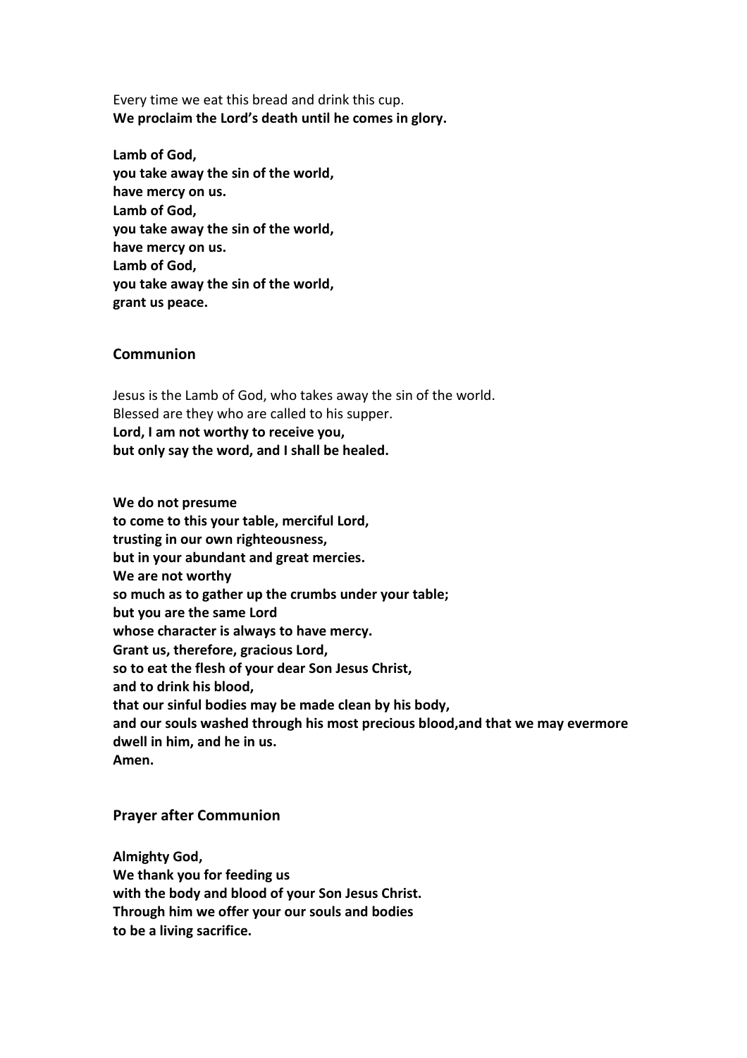Every time we eat this bread and drink this cup.
**We proclaim the Lord's death until he comes in glory.**

**Lamb of God,**
**you take away the sin of the world,**
**have mercy on us.**
**Lamb of God,**
**you take away the sin of the world,**
**have mercy on us.**
**Lamb of God,**
**you take away the sin of the world,**
**grant us peace.**

## Communion

Jesus is the Lamb of God, who takes away the sin of the world.
Blessed are they who are called to his supper.
**Lord, I am not worthy to receive you,**
**but only say the word, and I shall be healed.**

**We do not presume**
**to come to this your table, merciful Lord,**
**trusting in our own righteousness,**
**but in your abundant and great mercies.**
**We are not worthy**
**so much as to gather up the crumbs under your table;**
**but you are the same Lord**
**whose character is always to have mercy.**
**Grant us, therefore, gracious Lord,**
**so to eat the flesh of your dear Son Jesus Christ,**
**and to drink his blood,**
**that our sinful bodies may be made clean by his body,**
**and our souls washed through his most precious blood,and that we may evermore dwell in him, and he in us.**
**Amen.**

## Prayer after Communion

**Almighty God,**
**We thank you for feeding us**
**with the body and blood of your Son Jesus Christ.**
**Through him we offer your our souls and bodies**
**to be a living sacrifice.**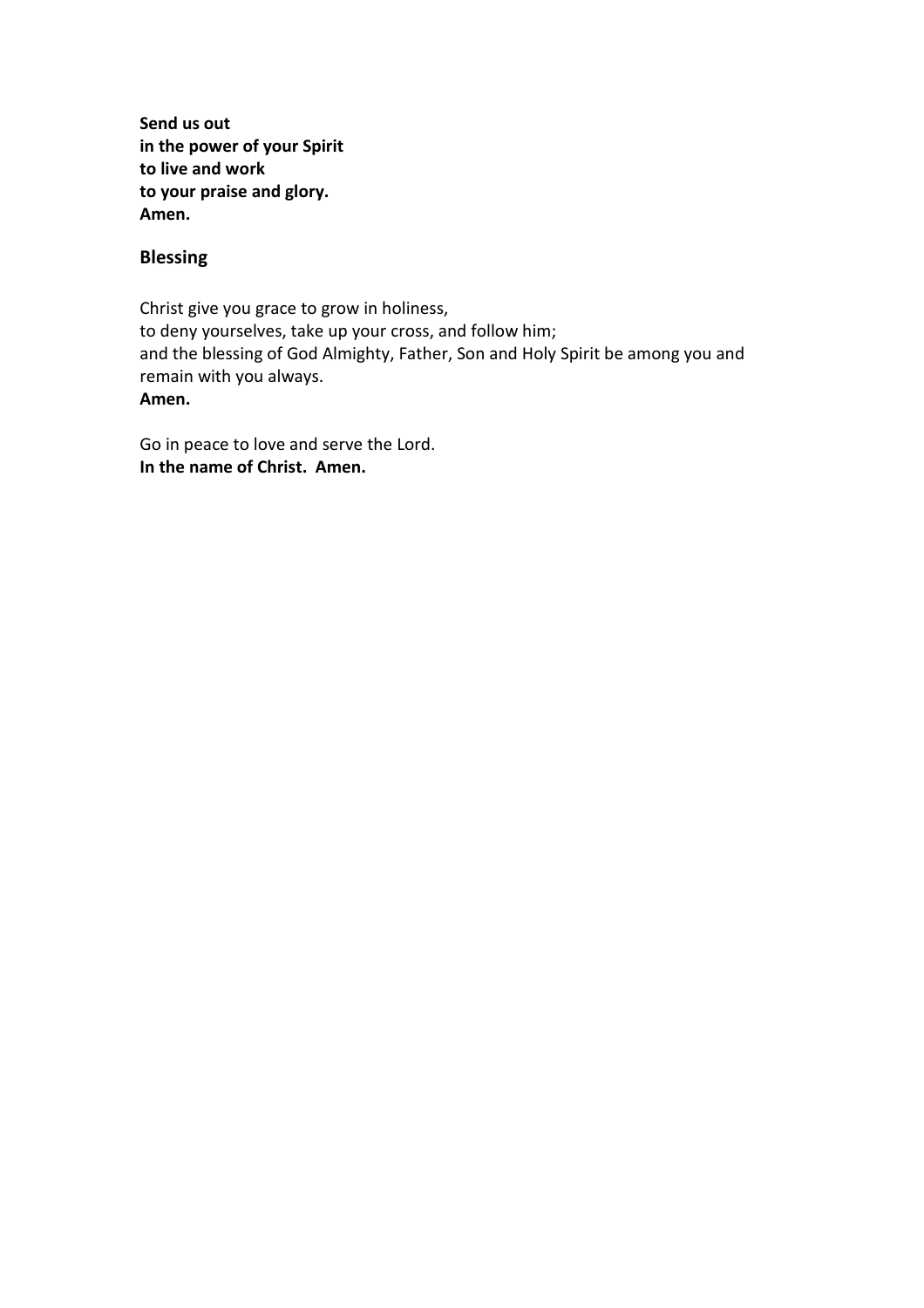**Send us out**
**in the power of your Spirit**
**to live and work**
**to your praise and glory.**
**Amen.**

## Blessing

Christ give you grace to grow in holiness,
to deny yourselves, take up your cross, and follow him;
and the blessing of God Almighty, Father, Son and Holy Spirit be among you and remain with you always.
**Amen.**

Go in peace to love and serve the Lord.
**In the name of Christ.  Amen.**